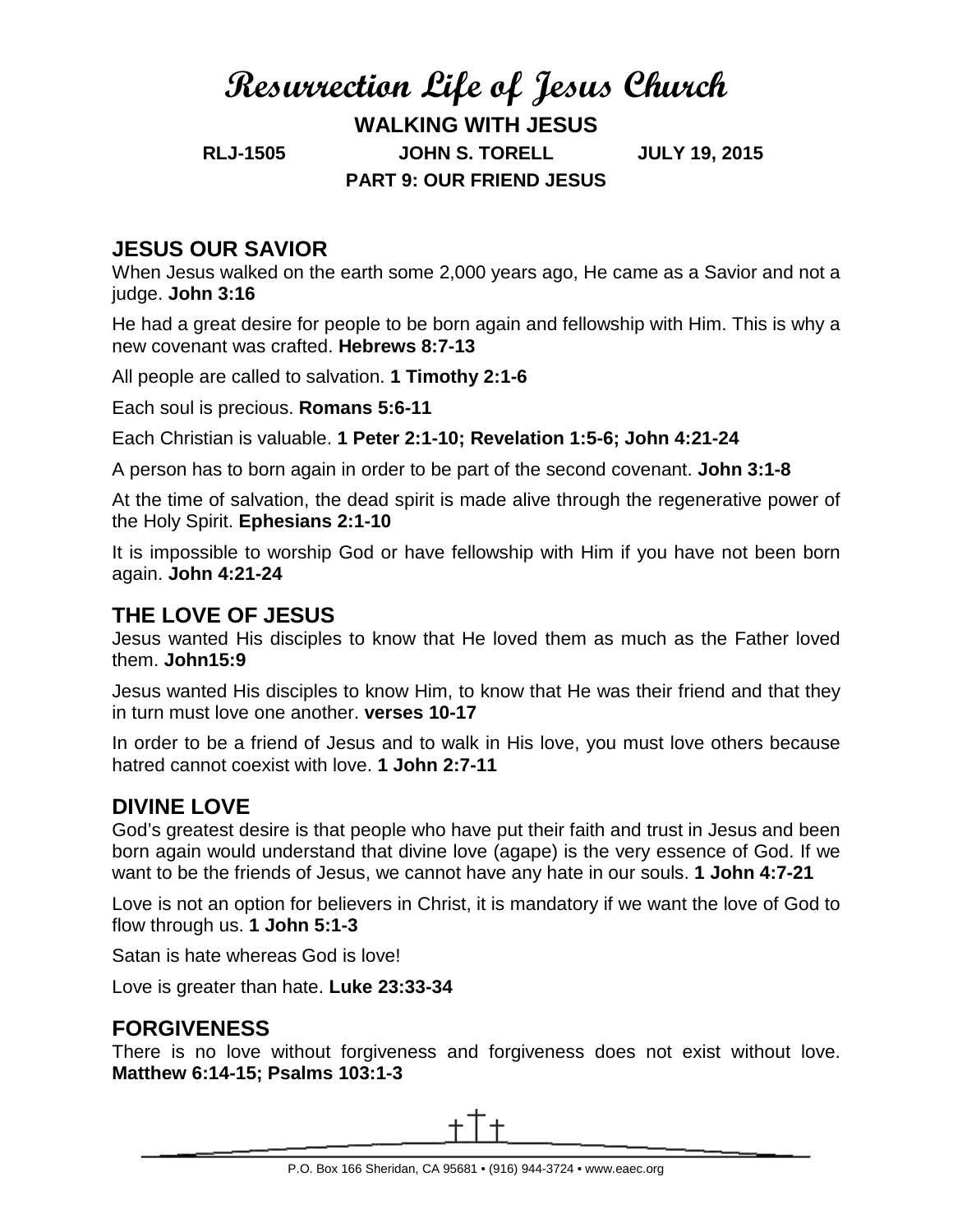# Resurrection Life of Jesus Church

**WALKING WITH JESUS**

**RLJ-1505 JOHN S. TORELL JULY 19, 2015**

**PART 9: OUR FRIEND JESUS**

## JESUS OUR SAVIOR

When Jesus walked on the earth some 2,000 years ago, He came as a Savior and not a judge. **John 3:16**

He had a great desire for people to be born again and fellowship with Him. This is why a new covenant was crafted. **Hebrews 8:7-13**

All people are called to salvation. **1 Timothy 2:1-6**

Each soul is precious. **Romans 5:6-11**

Each Christian is valuable. **1 Peter 2:1-10; Revelation 1:5-6; John 4:21-24**

A person has to born again in order to be part of the second covenant. **John 3:1-8**

At the time of salvation, the dead spirit is made alive through the regenerative power of the Holy Spirit. **Ephesians 2:1-10**

It is impossible to worship God or have fellowship with Him if you have not been born again. **John 4:21-24**

## THE LOVE OF JESUS

Jesus wanted His disciples to know that He loved them as much as the Father loved them. **John15:9**

Jesus wanted His disciples to know Him, to know that He was their friend and that they in turn must love one another. **verses 10-17**

In order to be a friend of Jesus and to walk in His love, you must love others because hatred cannot coexist with love. **1 John 2:7-11**

## DIVINE LOVE

God's greatest desire is that people who have put their faith and trust in Jesus and been born again would understand that divine love (agape) is the very essence of God. If we want to be the friends of Jesus, we cannot have any hate in our souls. **1 John 4:7-21**

Love is not an option for believers in Christ, it is mandatory if we want the love of God to flow through us. **1 John 5:1-3**

Satan is hate whereas God is love!

Love is greater than hate. **Luke 23:33-34**

## FORGIVENESS

There is no love without forgiveness and forgiveness does not exist without love. **Matthew 6:14-15; Psalms 103:1-3**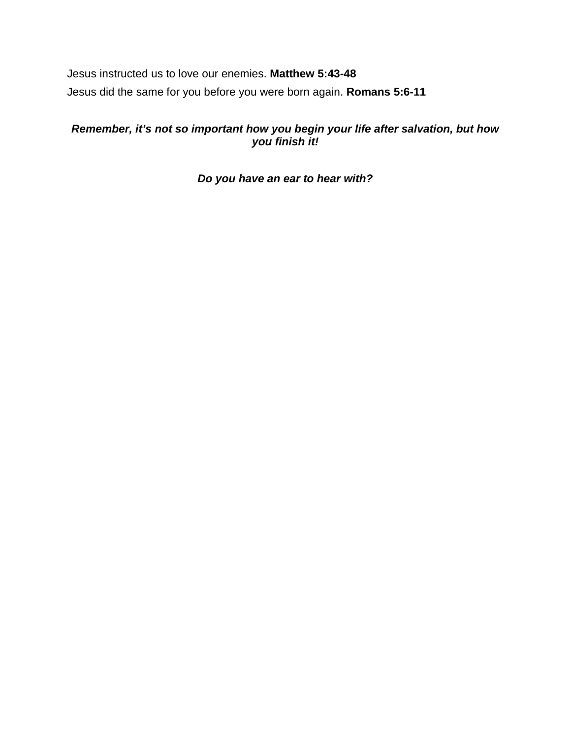Jesus instructed us to love our enemies. **Matthew 5:43-48**

Jesus did the same for you before you were born again. **Romans 5:6-11**

***Remember, it's not so important how you begin your life after salvation, but how you finish it!***

***Do you have an ear to hear with?***